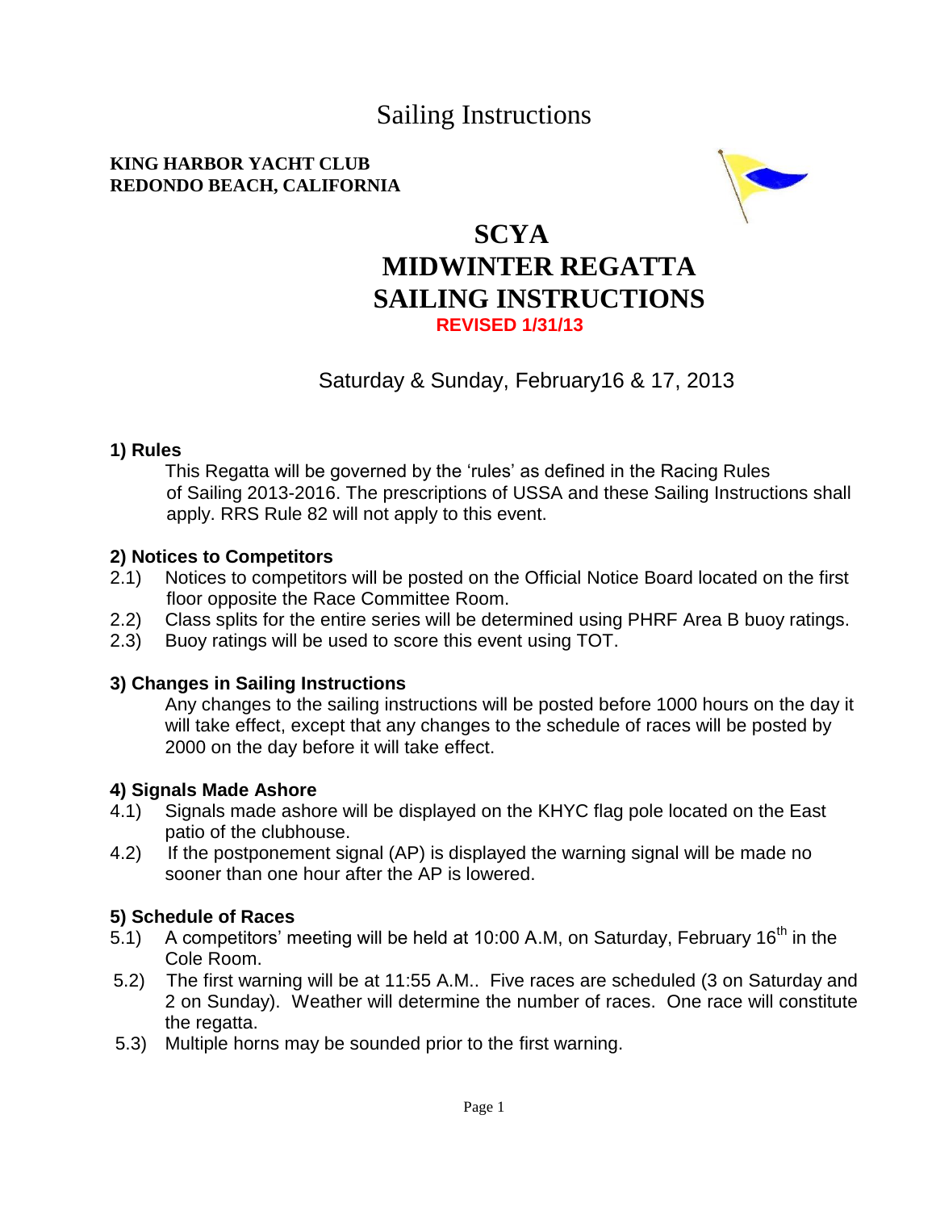# Sailing Instructions

**KING HARBOR YACHT CLUB**
**REDONDO BEACH, CALIFORNIA**

## SCYA MIDWINTER REGATTA SAILING INSTRUCTIONS

**REVISED 1/31/13**

Saturday & Sunday, February16 & 17, 2013

### 1) Rules

This Regatta will be governed by the 'rules' as defined in the Racing Rules of Sailing 2013-2016. The prescriptions of USSA and these Sailing Instructions shall apply. RRS Rule 82 will not apply to this event.

### 2) Notices to Competitors

2.1) Notices to competitors will be posted on the Official Notice Board located on the first floor opposite the Race Committee Room.

2.2) Class splits for the entire series will be determined using PHRF Area B buoy ratings.

2.3) Buoy ratings will be used to score this event using TOT.

### 3) Changes in Sailing Instructions

Any changes to the sailing instructions will be posted before 1000 hours on the day it will take effect, except that any changes to the schedule of races will be posted by 2000 on the day before it will take effect.

### 4) Signals Made Ashore

4.1) Signals made ashore will be displayed on the KHYC flag pole located on the East patio of the clubhouse.

4.2) If the postponement signal (AP) is displayed the warning signal will be made no sooner than one hour after the AP is lowered.

### 5) Schedule of Races

5.1) A competitors' meeting will be held at 10:00 A.M, on Saturday, February 16th in the Cole Room.

5.2) The first warning will be at 11:55 A.M.. Five races are scheduled (3 on Saturday and 2 on Sunday). Weather will determine the number of races. One race will constitute the regatta.

5.3) Multiple horns may be sounded prior to the first warning.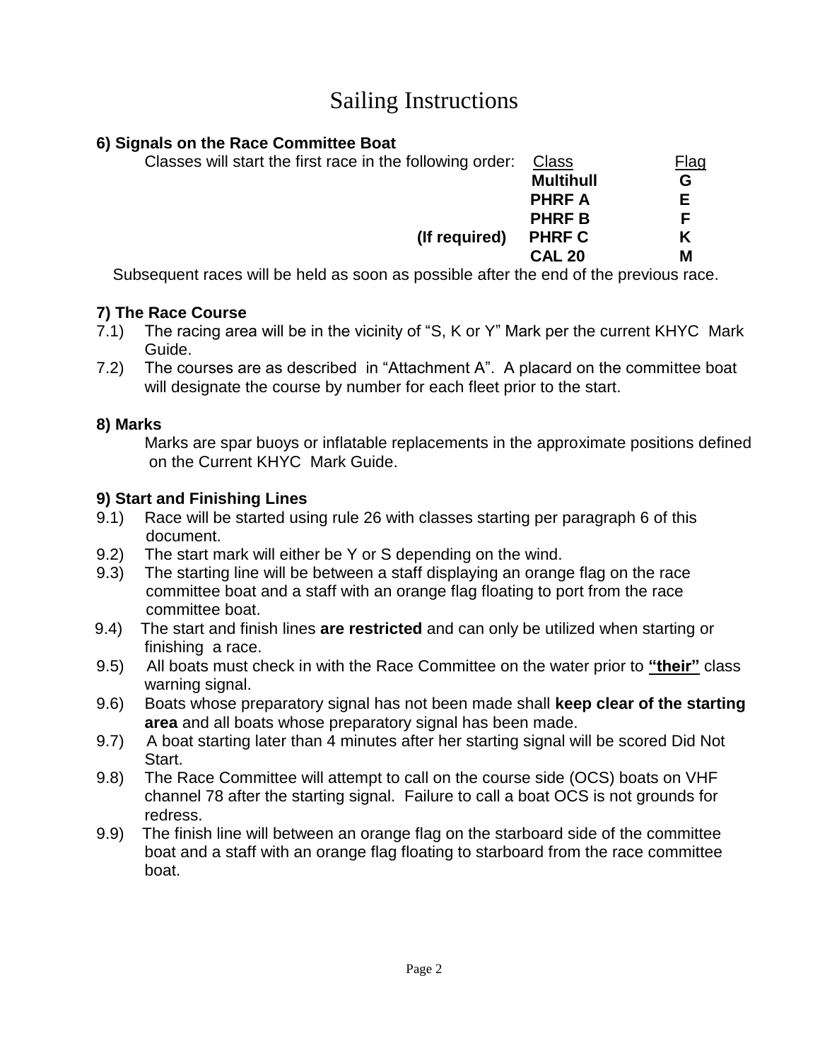# Sailing Instructions

**6) Signals on the Race Committee Boat**

Classes will start the first race in the following order:

| | Class | Flag |
|---|---|---|
| | **Multihull** | **G** |
| | **PHRF A** | **E** |
| | **PHRF B** | **F** |
| **(If required)** | **PHRF C** | **K** |
| | **CAL 20** | **M** |

Subsequent races will be held as soon as possible after the end of the previous race.

**7) The Race Course**

7.1) The racing area will be in the vicinity of "S, K or Y" Mark per the current KHYC Mark Guide.

7.2) The courses are as described in "Attachment A". A placard on the committee boat will designate the course by number for each fleet prior to the start.

**8) Marks**

Marks are spar buoys or inflatable replacements in the approximate positions defined on the Current KHYC Mark Guide.

**9) Start and Finishing Lines**

9.1) Race will be started using rule 26 with classes starting per paragraph 6 of this document.

9.2) The start mark will either be Y or S depending on the wind.

9.3) The starting line will be between a staff displaying an orange flag on the race committee boat and a staff with an orange flag floating to port from the race committee boat.

9.4) The start and finish lines **are restricted** and can only be utilized when starting or finishing a race.

9.5) All boats must check in with the Race Committee on the water prior to **<u>"their"</u>** class warning signal.

9.6) Boats whose preparatory signal has not been made shall **keep clear of the starting area** and all boats whose preparatory signal has been made.

9.7) A boat starting later than 4 minutes after her starting signal will be scored Did Not Start.

9.8) The Race Committee will attempt to call on the course side (OCS) boats on VHF channel 78 after the starting signal. Failure to call a boat OCS is not grounds for redress.

9.9) The finish line will between an orange flag on the starboard side of the committee boat and a staff with an orange flag floating to starboard from the race committee boat.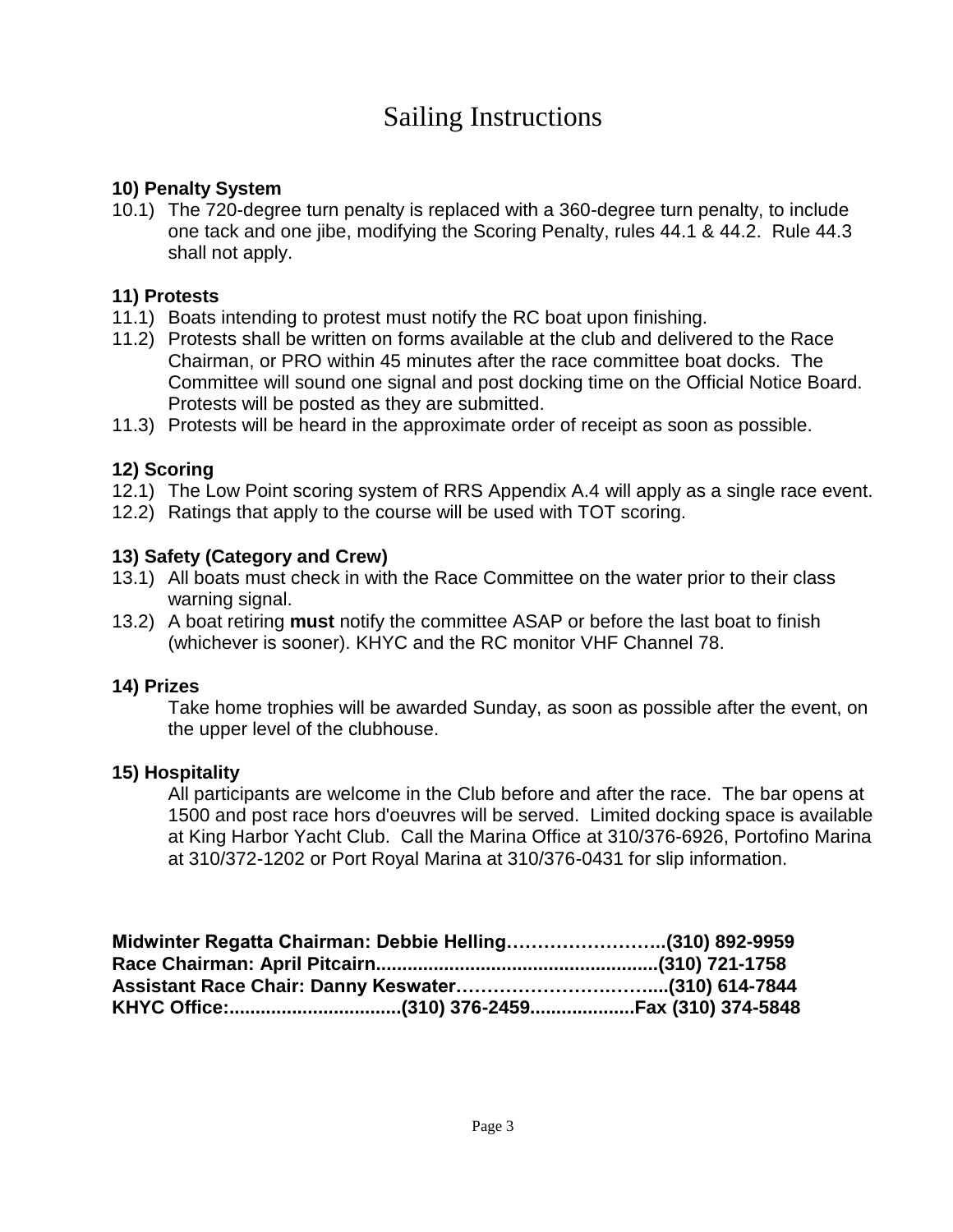# Sailing Instructions

**10) Penalty System**

10.1) The 720-degree turn penalty is replaced with a 360-degree turn penalty, to include one tack and one jibe, modifying the Scoring Penalty, rules 44.1 & 44.2. Rule 44.3 shall not apply.

**11) Protests**

11.1) Boats intending to protest must notify the RC boat upon finishing.

11.2) Protests shall be written on forms available at the club and delivered to the Race Chairman, or PRO within 45 minutes after the race committee boat docks. The Committee will sound one signal and post docking time on the Official Notice Board. Protests will be posted as they are submitted.

11.3) Protests will be heard in the approximate order of receipt as soon as possible.

**12) Scoring**

12.1) The Low Point scoring system of RRS Appendix A.4 will apply as a single race event.

12.2) Ratings that apply to the course will be used with TOT scoring.

**13) Safety (Category and Crew)**

13.1) All boats must check in with the Race Committee on the water prior to their class warning signal.

13.2) A boat retiring **must** notify the committee ASAP or before the last boat to finish (whichever is sooner). KHYC and the RC monitor VHF Channel 78.

**14) Prizes**

Take home trophies will be awarded Sunday, as soon as possible after the event, on the upper level of the clubhouse.

**15) Hospitality**

All participants are welcome in the Club before and after the race. The bar opens at 1500 and post race hors d'oeuvres will be served. Limited docking space is available at King Harbor Yacht Club. Call the Marina Office at 310/376-6926, Portofino Marina at 310/372-1202 or Port Royal Marina at 310/376-0431 for slip information.

**Midwinter Regatta Chairman: Debbie Helling……………………..(310) 892-9959**
**Race Chairman: April Pitcairn......................................................(310) 721-1758**
**Assistant Race Chair: Danny Keswater…………………………....(310) 614-7844**
**KHYC Office:.................................(310) 376-2459....................Fax (310) 374-5848**